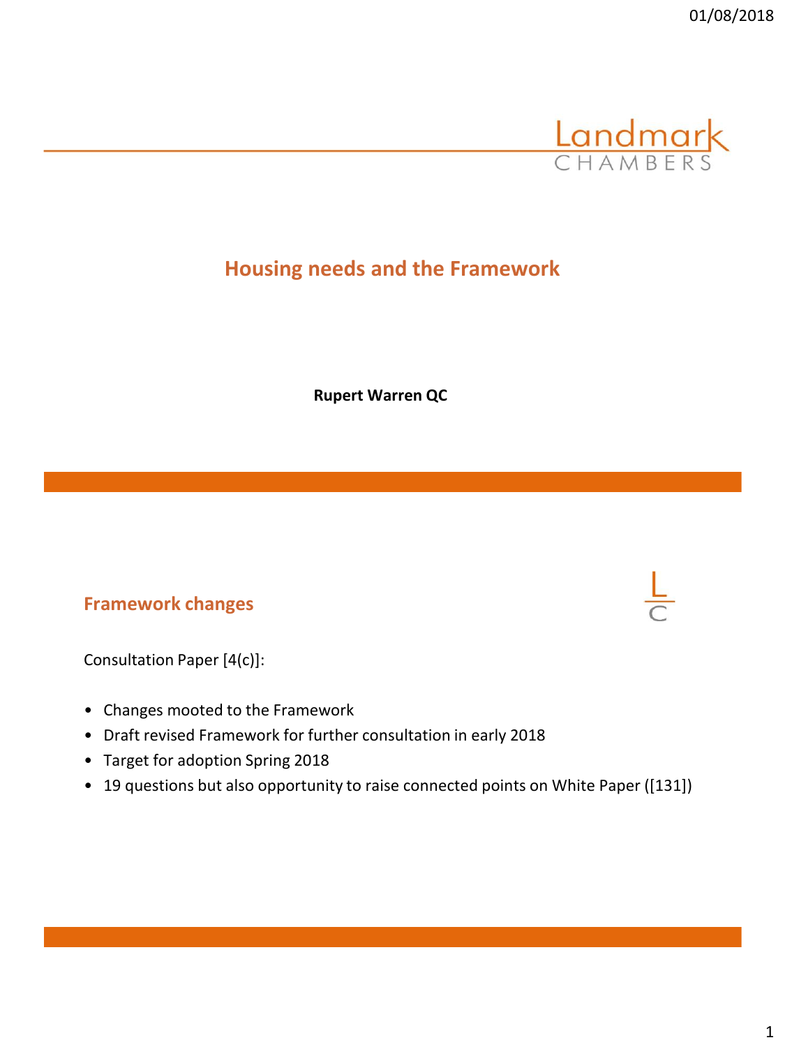# Housing needs and the Framework

**Rupert Warren QC**

## Framework changes

Consultation Paper [4(c)]:

- Changes mooted to the Framework
- Draft revised Framework for further consultation in early 2018
- Target for adoption Spring 2018
- 19 questions but also opportunity to raise connected points on White Paper ([131])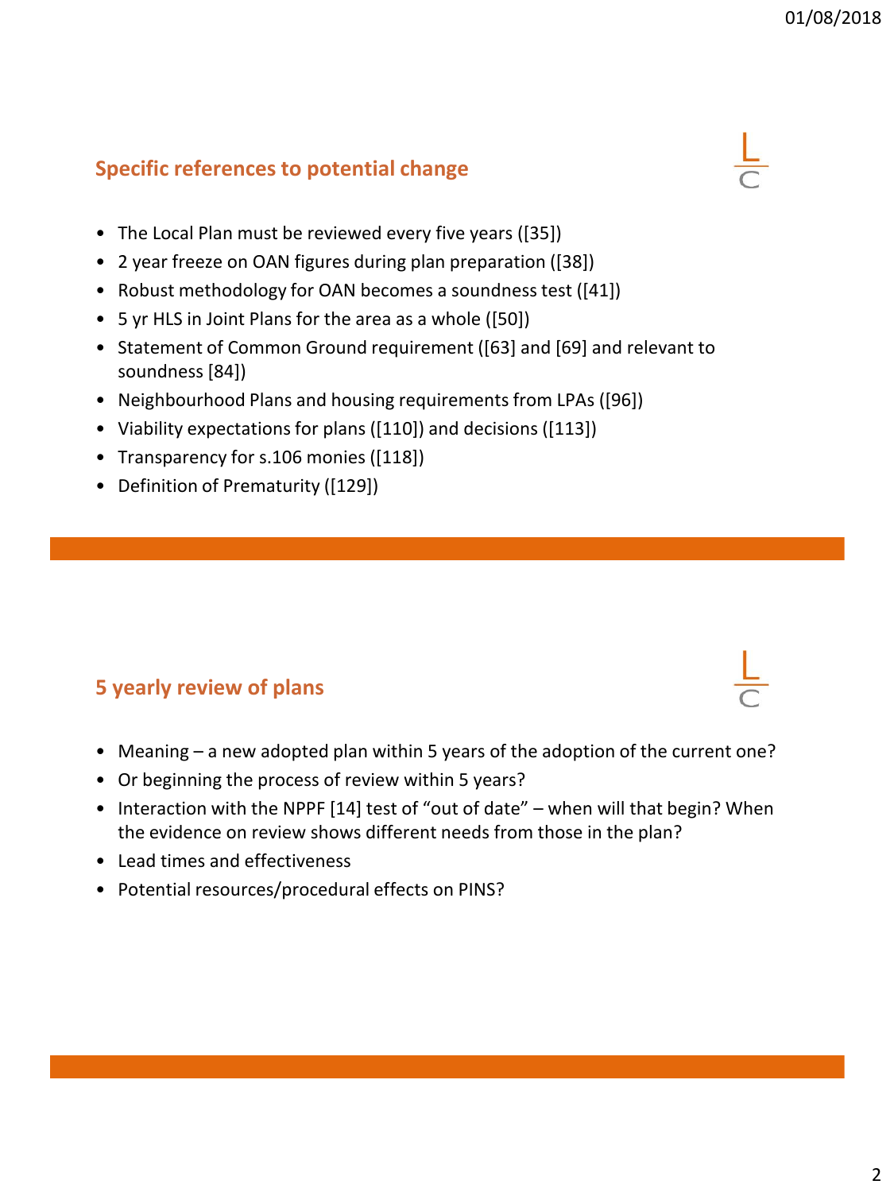## Specific references to potential change

- The Local Plan must be reviewed every five years ([35])
- 2 year freeze on OAN figures during plan preparation ([38])
- Robust methodology for OAN becomes a soundness test ([41])
- 5 yr HLS in Joint Plans for the area as a whole ([50])
- Statement of Common Ground requirement ([63] and [69] and relevant to soundness [84])
- Neighbourhood Plans and housing requirements from LPAs ([96])
- Viability expectations for plans ([110]) and decisions ([113])
- Transparency for s.106 monies ([118])
- Definition of Prematurity ([129])

## 5 yearly review of plans

- Meaning – a new adopted plan within 5 years of the adoption of the current one?
- Or beginning the process of review within 5 years?
- Interaction with the NPPF [14] test of "out of date" – when will that begin? When the evidence on review shows different needs from those in the plan?
- Lead times and effectiveness
- Potential resources/procedural effects on PINS?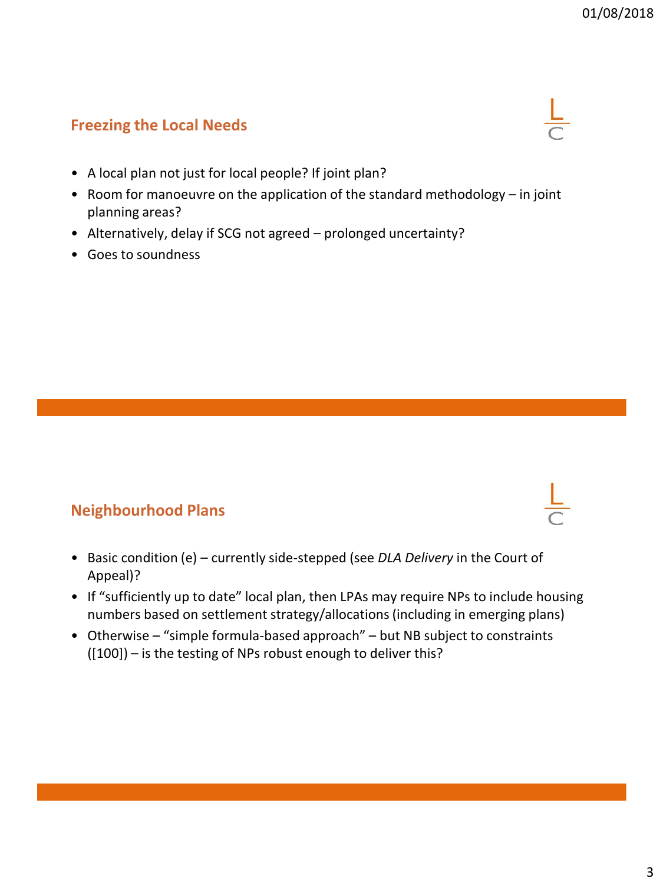## Freezing the Local Needs

- A local plan not just for local people? If joint plan?
- Room for manoeuvre on the application of the standard methodology – in joint planning areas?
- Alternatively, delay if SCG not agreed – prolonged uncertainty?
- Goes to soundness

## Neighbourhood Plans

- Basic condition (e) – currently side-stepped (see *DLA Delivery* in the Court of Appeal)?
- If "sufficiently up to date" local plan, then LPAs may require NPs to include housing numbers based on settlement strategy/allocations (including in emerging plans)
- Otherwise – "simple formula-based approach" – but NB subject to constraints ([100]) – is the testing of NPs robust enough to deliver this?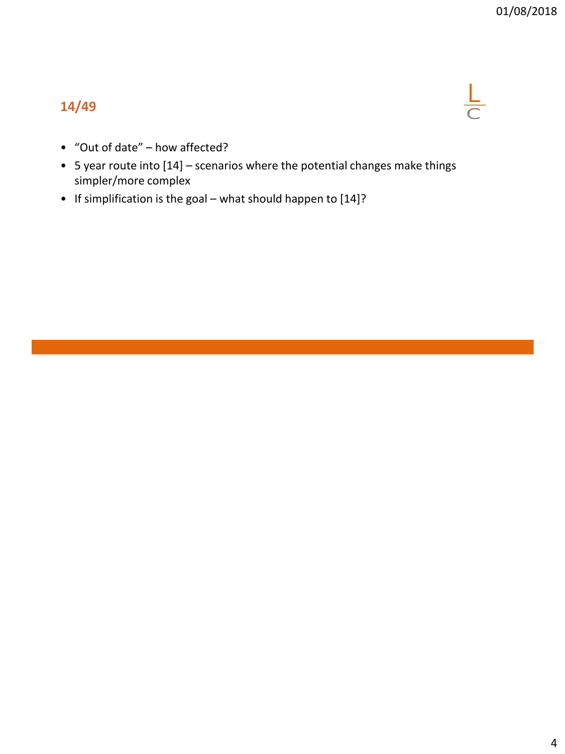## 14/49

- "Out of date" – how affected?
- 5 year route into [14] – scenarios where the potential changes make things simpler/more complex
- If simplification is the goal – what should happen to [14]?